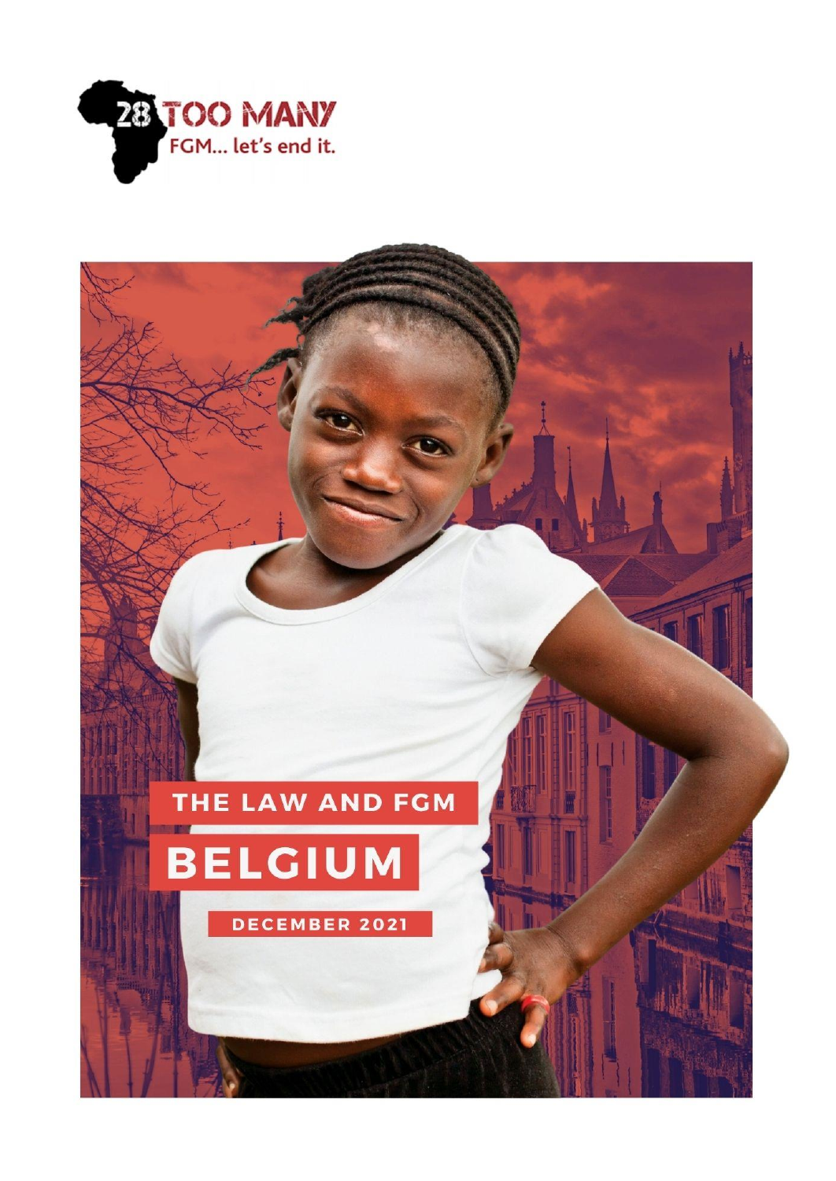28 TOO MANY

FGM... let's end it.

# THE LAW AND FGM

# BELGIUM

DECEMBER 2021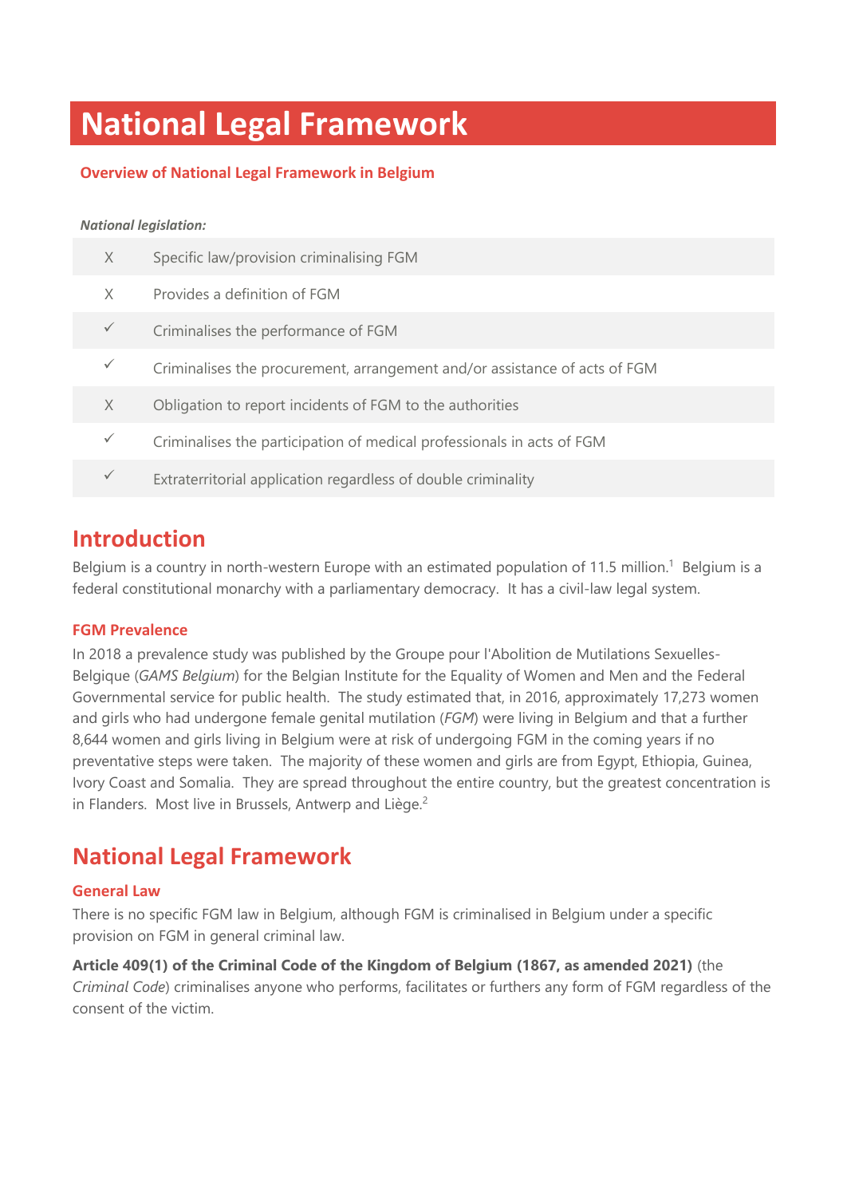# National Legal Framework

## Overview of National Legal Framework in Belgium

***National legislation:***

| | |
|---|---|
| X | Specific law/provision criminalising FGM |
| X | Provides a definition of FGM |
| ✓ | Criminalises the performance of FGM |
| ✓ | Criminalises the procurement, arrangement and/or assistance of acts of FGM |
| X | Obligation to report incidents of FGM to the authorities |
| ✓ | Criminalises the participation of medical professionals in acts of FGM |
| ✓ | Extraterritorial application regardless of double criminality |

## Introduction

Belgium is a country in north-western Europe with an estimated population of 11.5 million.[1] Belgium is a federal constitutional monarchy with a parliamentary democracy. It has a civil-law legal system.

### FGM Prevalence

In 2018 a prevalence study was published by the Groupe pour l'Abolition de Mutilations Sexuelles-Belgique (*GAMS Belgium*) for the Belgian Institute for the Equality of Women and Men and the Federal Governmental service for public health. The study estimated that, in 2016, approximately 17,273 women and girls who had undergone female genital mutilation (*FGM*) were living in Belgium and that a further 8,644 women and girls living in Belgium were at risk of undergoing FGM in the coming years if no preventative steps were taken. The majority of these women and girls are from Egypt, Ethiopia, Guinea, Ivory Coast and Somalia. They are spread throughout the entire country, but the greatest concentration is in Flanders. Most live in Brussels, Antwerp and Liège.[2]

## National Legal Framework

### General Law

There is no specific FGM law in Belgium, although FGM is criminalised in Belgium under a specific provision on FGM in general criminal law.

**Article 409(1) of the Criminal Code of the Kingdom of Belgium (1867, as amended 2021)** (the *Criminal Code*) criminalises anyone who performs, facilitates or furthers any form of FGM regardless of the consent of the victim.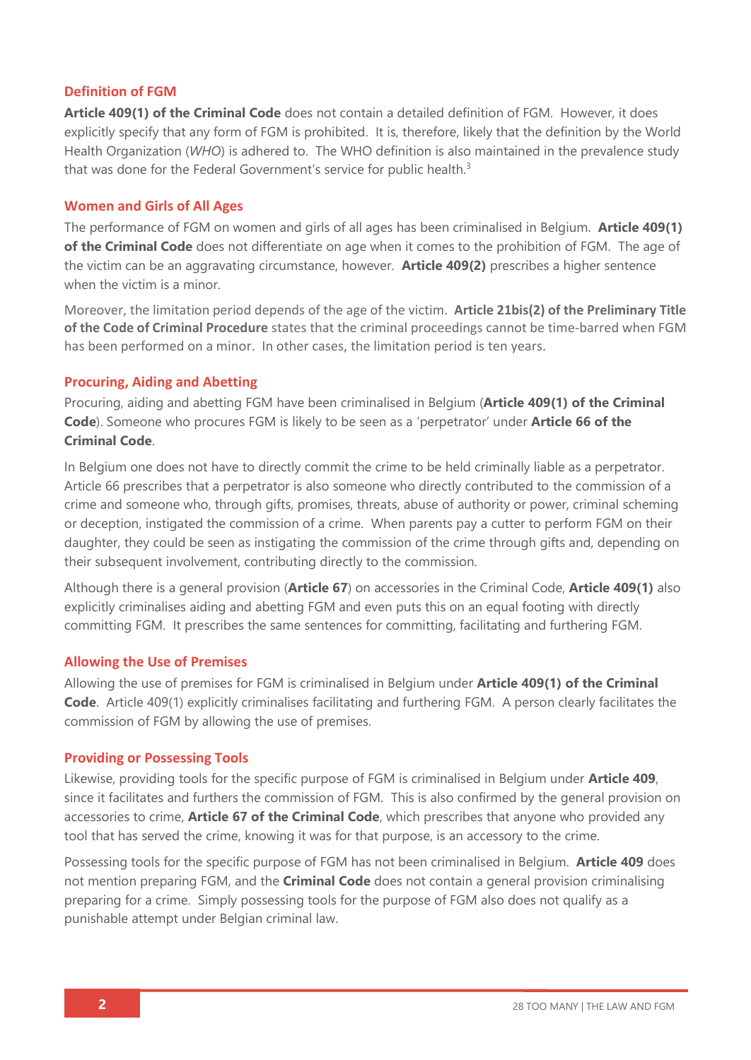### Definition of FGM

**Article 409(1) of the Criminal Code** does not contain a detailed definition of FGM. However, it does explicitly specify that any form of FGM is prohibited. It is, therefore, likely that the definition by the World Health Organization (*WHO*) is adhered to. The WHO definition is also maintained in the prevalence study that was done for the Federal Government's service for public health.[3]

### Women and Girls of All Ages

The performance of FGM on women and girls of all ages has been criminalised in Belgium. **Article 409(1) of the Criminal Code** does not differentiate on age when it comes to the prohibition of FGM. The age of the victim can be an aggravating circumstance, however. **Article 409(2)** prescribes a higher sentence when the victim is a minor.

Moreover, the limitation period depends of the age of the victim. **Article 21bis(2) of the Preliminary Title of the Code of Criminal Procedure** states that the criminal proceedings cannot be time-barred when FGM has been performed on a minor. In other cases, the limitation period is ten years.

### Procuring, Aiding and Abetting

Procuring, aiding and abetting FGM have been criminalised in Belgium (**Article 409(1) of the Criminal Code**). Someone who procures FGM is likely to be seen as a 'perpetrator' under **Article 66 of the Criminal Code**.

In Belgium one does not have to directly commit the crime to be held criminally liable as a perpetrator. Article 66 prescribes that a perpetrator is also someone who directly contributed to the commission of a crime and someone who, through gifts, promises, threats, abuse of authority or power, criminal scheming or deception, instigated the commission of a crime. When parents pay a cutter to perform FGM on their daughter, they could be seen as instigating the commission of the crime through gifts and, depending on their subsequent involvement, contributing directly to the commission.

Although there is a general provision (**Article 67**) on accessories in the Criminal Code, **Article 409(1)** also explicitly criminalises aiding and abetting FGM and even puts this on an equal footing with directly committing FGM. It prescribes the same sentences for committing, facilitating and furthering FGM.

### Allowing the Use of Premises

Allowing the use of premises for FGM is criminalised in Belgium under **Article 409(1) of the Criminal Code**. Article 409(1) explicitly criminalises facilitating and furthering FGM. A person clearly facilitates the commission of FGM by allowing the use of premises.

### Providing or Possessing Tools

Likewise, providing tools for the specific purpose of FGM is criminalised in Belgium under **Article 409**, since it facilitates and furthers the commission of FGM. This is also confirmed by the general provision on accessories to crime, **Article 67 of the Criminal Code**, which prescribes that anyone who provided any tool that has served the crime, knowing it was for that purpose, is an accessory to the crime.

Possessing tools for the specific purpose of FGM has not been criminalised in Belgium. **Article 409** does not mention preparing FGM, and the **Criminal Code** does not contain a general provision criminalising preparing for a crime. Simply possessing tools for the purpose of FGM also does not qualify as a punishable attempt under Belgian criminal law.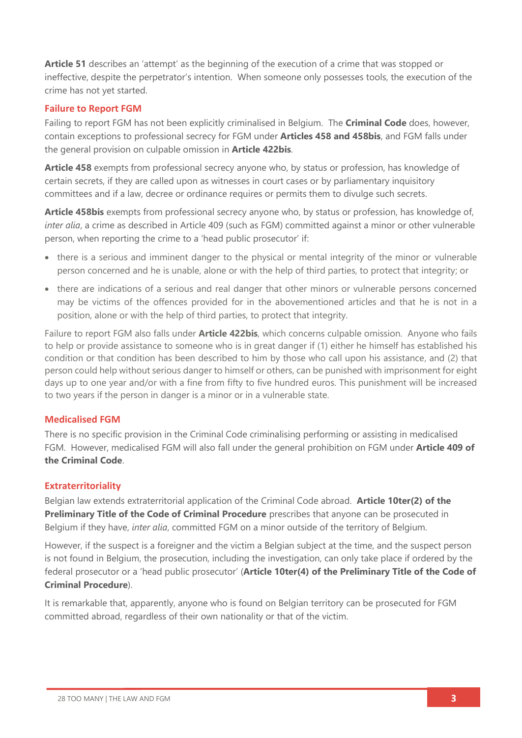**Article 51** describes an 'attempt' as the beginning of the execution of a crime that was stopped or ineffective, despite the perpetrator's intention. When someone only possesses tools, the execution of the crime has not yet started.

## Failure to Report FGM

Failing to report FGM has not been explicitly criminalised in Belgium. The **Criminal Code** does, however, contain exceptions to professional secrecy for FGM under **Articles 458 and 458bis**, and FGM falls under the general provision on culpable omission in **Article 422bis**.

**Article 458** exempts from professional secrecy anyone who, by status or profession, has knowledge of certain secrets, if they are called upon as witnesses in court cases or by parliamentary inquisitory committees and if a law, decree or ordinance requires or permits them to divulge such secrets.

**Article 458bis** exempts from professional secrecy anyone who, by status or profession, has knowledge of, *inter alia*, a crime as described in Article 409 (such as FGM) committed against a minor or other vulnerable person, when reporting the crime to a 'head public prosecutor' if:

- there is a serious and imminent danger to the physical or mental integrity of the minor or vulnerable person concerned and he is unable, alone or with the help of third parties, to protect that integrity; or
- there are indications of a serious and real danger that other minors or vulnerable persons concerned may be victims of the offences provided for in the abovementioned articles and that he is not in a position, alone or with the help of third parties, to protect that integrity.

Failure to report FGM also falls under **Article 422bis**, which concerns culpable omission. Anyone who fails to help or provide assistance to someone who is in great danger if (1) either he himself has established his condition or that condition has been described to him by those who call upon his assistance, and (2) that person could help without serious danger to himself or others, can be punished with imprisonment for eight days up to one year and/or with a fine from fifty to five hundred euros. This punishment will be increased to two years if the person in danger is a minor or in a vulnerable state.

## Medicalised FGM

There is no specific provision in the Criminal Code criminalising performing or assisting in medicalised FGM. However, medicalised FGM will also fall under the general prohibition on FGM under **Article 409 of the Criminal Code**.

## Extraterritoriality

Belgian law extends extraterritorial application of the Criminal Code abroad. **Article 10ter(2) of the Preliminary Title of the Code of Criminal Procedure** prescribes that anyone can be prosecuted in Belgium if they have, *inter alia*, committed FGM on a minor outside of the territory of Belgium.

However, if the suspect is a foreigner and the victim a Belgian subject at the time, and the suspect person is not found in Belgium, the prosecution, including the investigation, can only take place if ordered by the federal prosecutor or a 'head public prosecutor' (**Article 10ter(4) of the Preliminary Title of the Code of Criminal Procedure**).

It is remarkable that, apparently, anyone who is found on Belgian territory can be prosecuted for FGM committed abroad, regardless of their own nationality or that of the victim.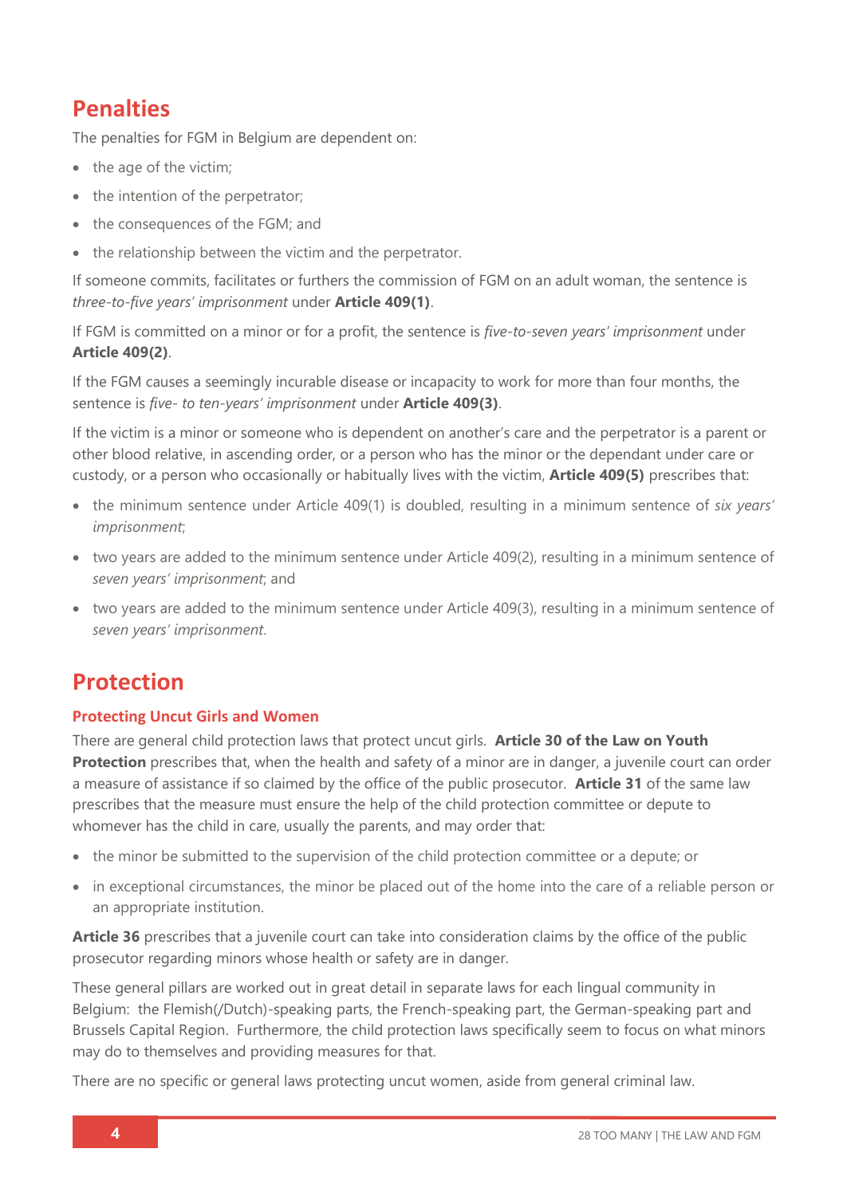## Penalties

The penalties for FGM in Belgium are dependent on:

- the age of the victim;
- the intention of the perpetrator;
- the consequences of the FGM; and
- the relationship between the victim and the perpetrator.

If someone commits, facilitates or furthers the commission of FGM on an adult woman, the sentence is *three-to-five years' imprisonment* under **Article 409(1)**.

If FGM is committed on a minor or for a profit, the sentence is *five-to-seven years' imprisonment* under **Article 409(2)**.

If the FGM causes a seemingly incurable disease or incapacity to work for more than four months, the sentence is *five- to ten-years' imprisonment* under **Article 409(3)**.

If the victim is a minor or someone who is dependent on another's care and the perpetrator is a parent or other blood relative, in ascending order, or a person who has the minor or the dependant under care or custody, or a person who occasionally or habitually lives with the victim, **Article 409(5)** prescribes that:

- the minimum sentence under Article 409(1) is doubled, resulting in a minimum sentence of *six years' imprisonment*;
- two years are added to the minimum sentence under Article 409(2), resulting in a minimum sentence of *seven years' imprisonment*; and
- two years are added to the minimum sentence under Article 409(3), resulting in a minimum sentence of *seven years' imprisonment*.

## Protection

### Protecting Uncut Girls and Women

There are general child protection laws that protect uncut girls. **Article 30 of the Law on Youth Protection** prescribes that, when the health and safety of a minor are in danger, a juvenile court can order a measure of assistance if so claimed by the office of the public prosecutor. **Article 31** of the same law prescribes that the measure must ensure the help of the child protection committee or depute to whomever has the child in care, usually the parents, and may order that:

- the minor be submitted to the supervision of the child protection committee or a depute; or
- in exceptional circumstances, the minor be placed out of the home into the care of a reliable person or an appropriate institution.

**Article 36** prescribes that a juvenile court can take into consideration claims by the office of the public prosecutor regarding minors whose health or safety are in danger.

These general pillars are worked out in great detail in separate laws for each lingual community in Belgium: the Flemish(/Dutch)-speaking parts, the French-speaking part, the German-speaking part and Brussels Capital Region. Furthermore, the child protection laws specifically seem to focus on what minors may do to themselves and providing measures for that.

There are no specific or general laws protecting uncut women, aside from general criminal law.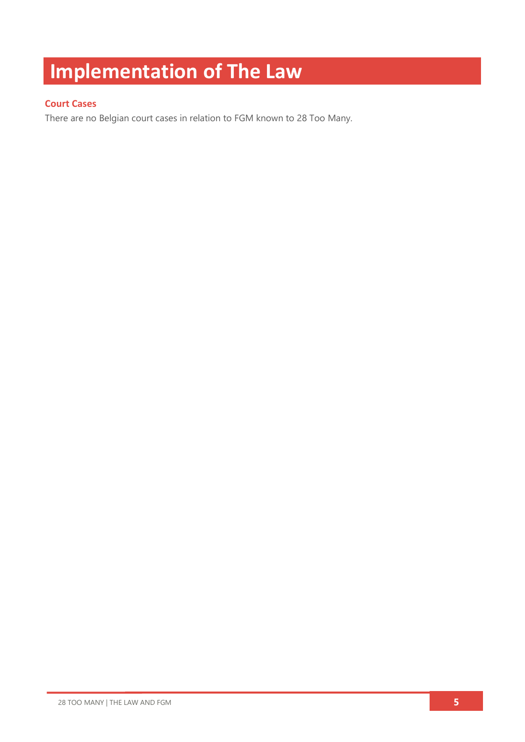# Implementation of The Law

### Court Cases

There are no Belgian court cases in relation to FGM known to 28 Too Many.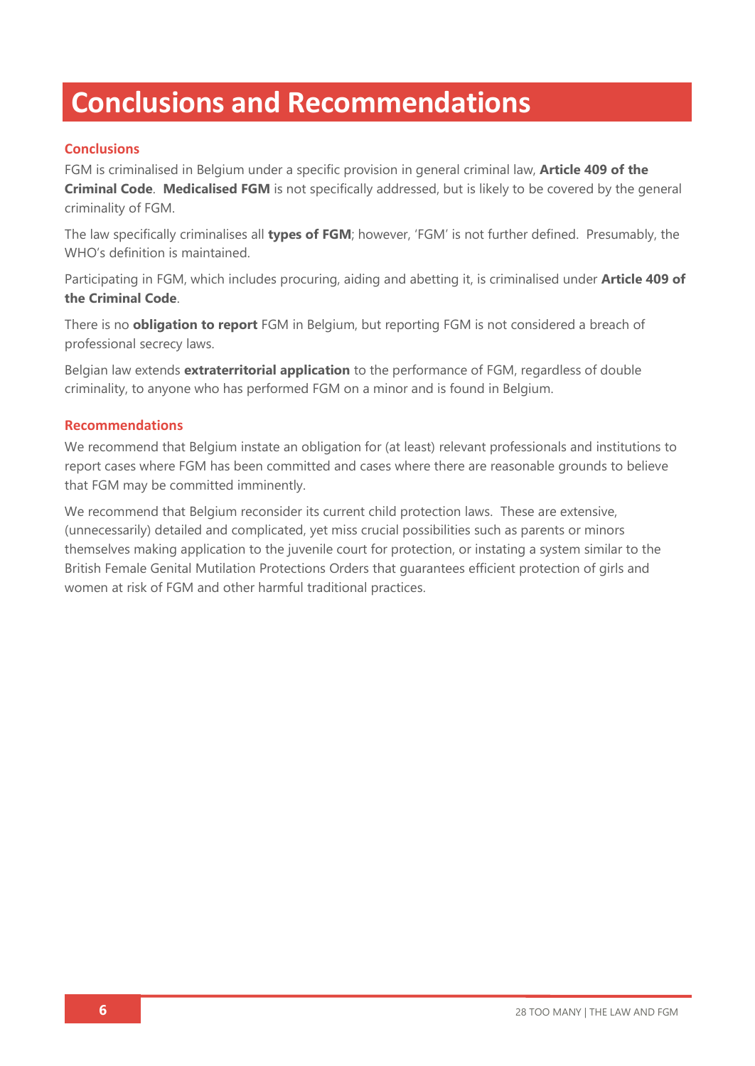# Conclusions and Recommendations

## Conclusions

FGM is criminalised in Belgium under a specific provision in general criminal law, **Article 409 of the Criminal Code**. **Medicalised FGM** is not specifically addressed, but is likely to be covered by the general criminality of FGM.

The law specifically criminalises all **types of FGM**; however, 'FGM' is not further defined. Presumably, the WHO's definition is maintained.

Participating in FGM, which includes procuring, aiding and abetting it, is criminalised under **Article 409 of the Criminal Code**.

There is no **obligation to report** FGM in Belgium, but reporting FGM is not considered a breach of professional secrecy laws.

Belgian law extends **extraterritorial application** to the performance of FGM, regardless of double criminality, to anyone who has performed FGM on a minor and is found in Belgium.

## Recommendations

We recommend that Belgium instate an obligation for (at least) relevant professionals and institutions to report cases where FGM has been committed and cases where there are reasonable grounds to believe that FGM may be committed imminently.

We recommend that Belgium reconsider its current child protection laws. These are extensive, (unnecessarily) detailed and complicated, yet miss crucial possibilities such as parents or minors themselves making application to the juvenile court for protection, or instating a system similar to the British Female Genital Mutilation Protections Orders that guarantees efficient protection of girls and women at risk of FGM and other harmful traditional practices.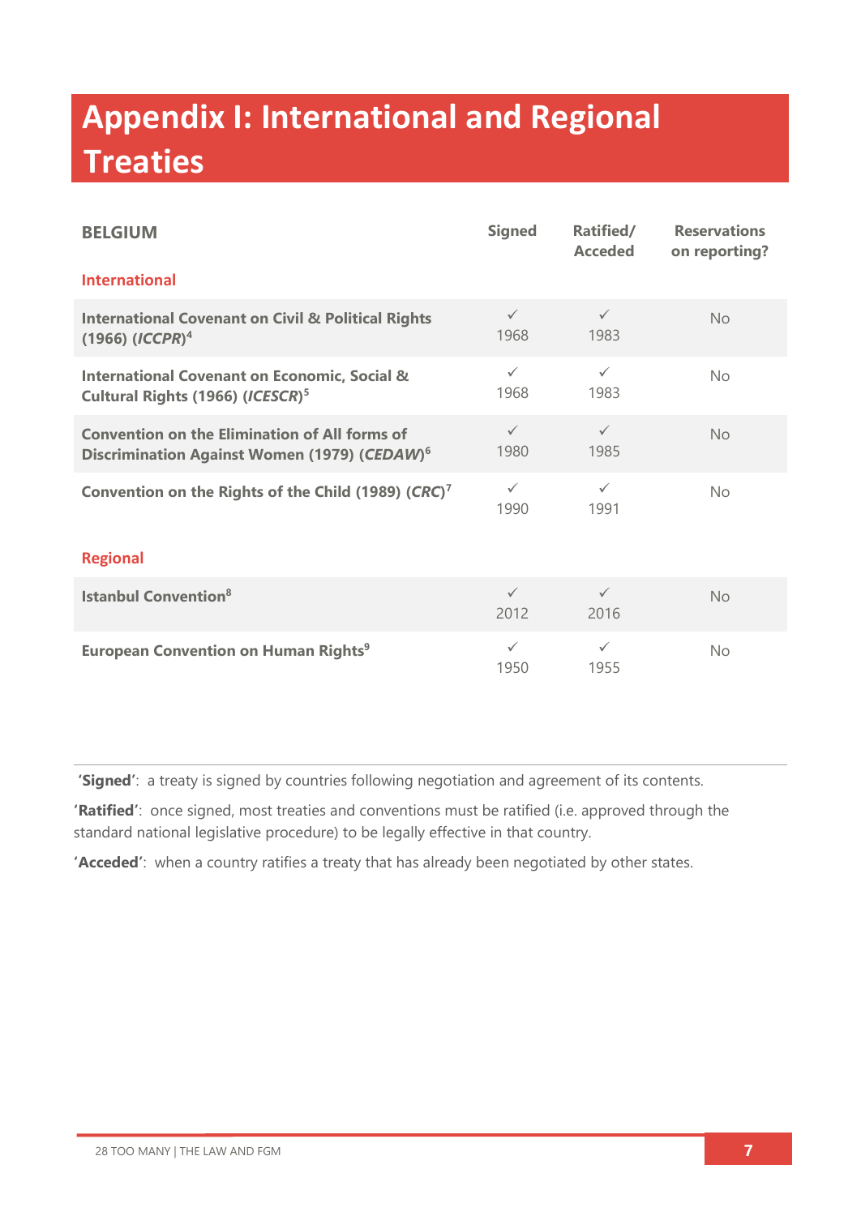# Appendix I: International and Regional Treaties

| BELGIUM | Signed | Ratified/ Acceded | Reservations on reporting? |
|---|---|---|---|
| **International** | | | |
| **International Covenant on Civil & Political Rights (1966) (*ICCPR*)**[4] | ✓ 1968 | ✓ 1983 | No |
| **International Covenant on Economic, Social & Cultural Rights (1966) (*ICESCR*)**[5] | ✓ 1968 | ✓ 1983 | No |
| **Convention on the Elimination of All forms of Discrimination Against Women (1979) (*CEDAW*)**[6] | ✓ 1980 | ✓ 1985 | No |
| **Convention on the Rights of the Child (1989) (*CRC*)**[7] | ✓ 1990 | ✓ 1991 | No |
| **Regional** | | | |
| **Istanbul Convention**[8] | ✓ 2012 | ✓ 2016 | No |
| **European Convention on Human Rights**[9] | ✓ 1950 | ✓ 1955 | No |

**'Signed'**: a treaty is signed by countries following negotiation and agreement of its contents.

**'Ratified'**: once signed, most treaties and conventions must be ratified (i.e. approved through the standard national legislative procedure) to be legally effective in that country.

**'Acceded'**: when a country ratifies a treaty that has already been negotiated by other states.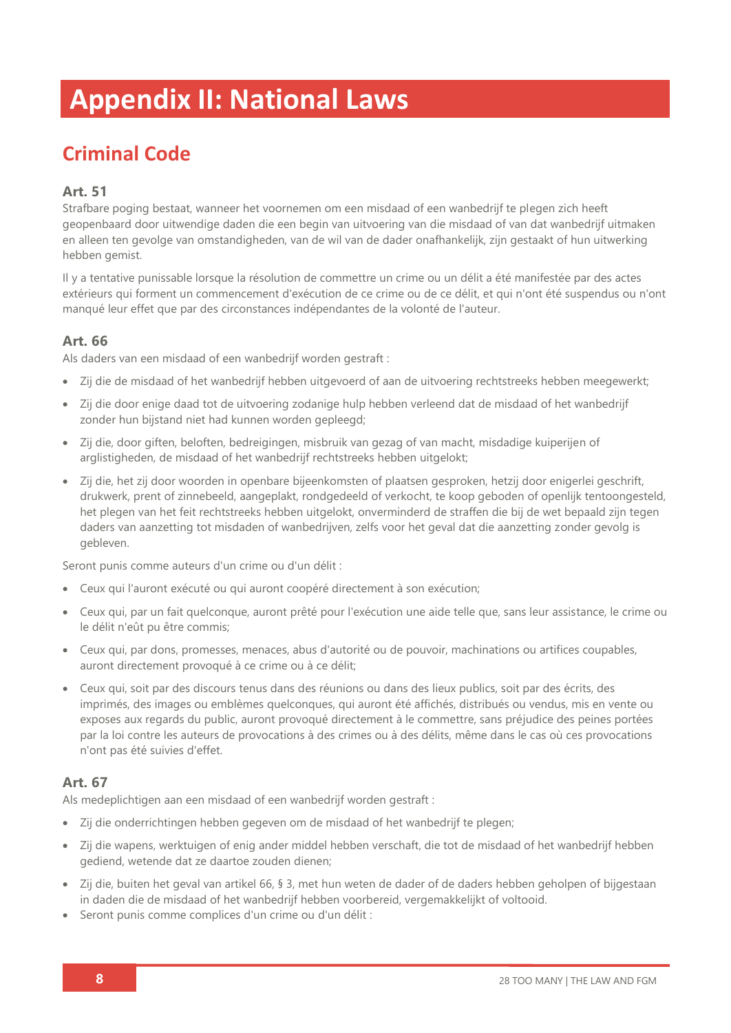# Appendix II: National Laws

## Criminal Code

### Art. 51

Strafbare poging bestaat, wanneer het voornemen om een misdaad of een wanbedrijf te plegen zich heeft geopenbaard door uitwendige daden die een begin van uitvoering van die misdaad of van dat wanbedrijf uitmaken en alleen ten gevolge van omstandigheden, van de wil van de dader onafhankelijk, zijn gestaakt of hun uitwerking hebben gemist.

Il y a tentative punissable lorsque la résolution de commettre un crime ou un délit a été manifestée par des actes extérieurs qui forment un commencement d'exécution de ce crime ou de ce délit, et qui n'ont été suspendus ou n'ont manqué leur effet que par des circonstances indépendantes de la volonté de l'auteur.

### Art. 66

Als daders van een misdaad of een wanbedrijf worden gestraft :

- Zij die de misdaad of het wanbedrijf hebben uitgevoerd of aan de uitvoering rechtstreeks hebben meegewerkt;
- Zij die door enige daad tot de uitvoering zodanige hulp hebben verleend dat de misdaad of het wanbedrijf zonder hun bijstand niet had kunnen worden gepleegd;
- Zij die, door giften, beloften, bedreigingen, misbruik van gezag of van macht, misdadige kuiperijen of arglistigheden, de misdaad of het wanbedrijf rechtstreeks hebben uitgelokt;
- Zij die, het zij door woorden in openbare bijeenkomsten of plaatsen gesproken, hetzij door enigerlei geschrift, drukwerk, prent of zinnebeeld, aangeplakt, rondgedeeld of verkocht, te koop geboden of openlijk tentoongesteld, het plegen van het feit rechtstreeks hebben uitgelokt, onverminderd de straffen die bij de wet bepaald zijn tegen daders van aanzetting tot misdaden of wanbedrijven, zelfs voor het geval dat die aanzetting zonder gevolg is gebleven.

Seront punis comme auteurs d'un crime ou d'un délit :

- Ceux qui l'auront exécuté ou qui auront coopéré directement à son exécution;
- Ceux qui, par un fait quelconque, auront prêté pour l'exécution une aide telle que, sans leur assistance, le crime ou le délit n'eût pu être commis;
- Ceux qui, par dons, promesses, menaces, abus d'autorité ou de pouvoir, machinations ou artifices coupables, auront directement provoqué à ce crime ou à ce délit;
- Ceux qui, soit par des discours tenus dans des réunions ou dans des lieux publics, soit par des écrits, des imprimés, des images ou emblèmes quelconques, qui auront été affichés, distribués ou vendus, mis en vente ou exposes aux regards du public, auront provoqué directement à le commettre, sans préjudice des peines portées par la loi contre les auteurs de provocations à des crimes ou à des délits, même dans le cas où ces provocations n'ont pas été suivies d'effet.

### Art. 67

Als medeplichtigen aan een misdaad of een wanbedrijf worden gestraft :

- Zij die onderrichtingen hebben gegeven om de misdaad of het wanbedrijf te plegen;
- Zij die wapens, werktuigen of enig ander middel hebben verschaft, die tot de misdaad of het wanbedrijf hebben gediend, wetende dat ze daartoe zouden dienen;
- Zij die, buiten het geval van artikel 66, § 3, met hun weten de dader of de daders hebben geholpen of bijgestaan in daden die de misdaad of het wanbedrijf hebben voorbereid, vergemakkelijkt of voltooid.
- Seront punis comme complices d'un crime ou d'un délit :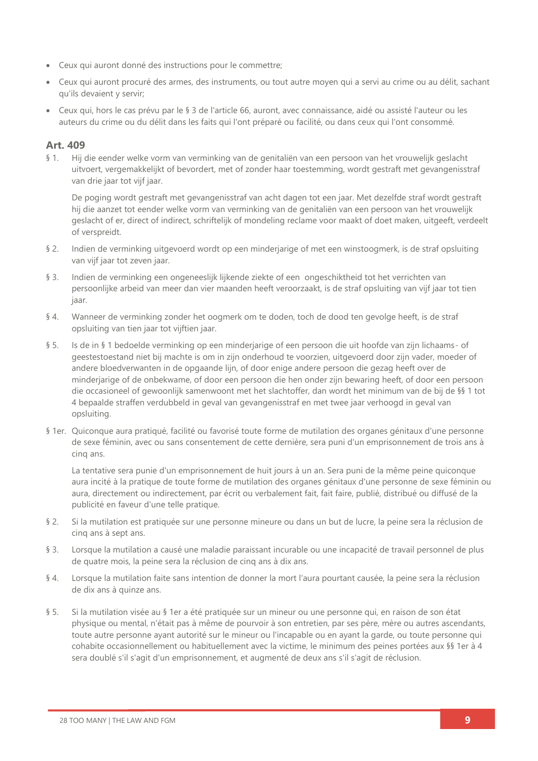- Ceux qui auront donné des instructions pour le commettre;
- Ceux qui auront procuré des armes, des instruments, ou tout autre moyen qui a servi au crime ou au délit, sachant qu'ils devaient y servir;
- Ceux qui, hors le cas prévu par le § 3 de l'article 66, auront, avec connaissance, aidé ou assisté l'auteur ou les auteurs du crime ou du délit dans les faits qui l'ont préparé ou facilité, ou dans ceux qui l'ont consommé.

### Art. 409

§ 1. Hij die eender welke vorm van verminking van de genitaliën van een persoon van het vrouwelijk geslacht uitvoert, vergemakkelijkt of bevordert, met of zonder haar toestemming, wordt gestraft met gevangenisstraf van drie jaar tot vijf jaar.

De poging wordt gestraft met gevangenisstraf van acht dagen tot een jaar. Met dezelfde straf wordt gestraft hij die aanzet tot eender welke vorm van verminking van de genitaliën van een persoon van het vrouwelijk geslacht of er, direct of indirect, schriftelijk of mondeling reclame voor maakt of doet maken, uitgeeft, verdeelt of verspreidt.

§ 2. Indien de verminking uitgevoerd wordt op een minderjarige of met een winstoogmerk, is de straf opsluiting van vijf jaar tot zeven jaar.

§ 3. Indien de verminking een ongeneeslijk lijkende ziekte of een ongeschiktheid tot het verrichten van persoonlijke arbeid van meer dan vier maanden heeft veroorzaakt, is de straf opsluiting van vijf jaar tot tien jaar.

§ 4. Wanneer de verminking zonder het oogmerk om te doden, toch de dood ten gevolge heeft, is de straf opsluiting van tien jaar tot vijftien jaar.

§ 5. Is de in § 1 bedoelde verminking op een minderjarige of een persoon die uit hoofde van zijn lichaams- of geestestoestand niet bij machte is om in zijn onderhoud te voorzien, uitgevoerd door zijn vader, moeder of andere bloedverwanten in de opgaande lijn, of door enige andere persoon die gezag heeft over de minderjarige of de onbekwame, of door een persoon die hen onder zijn bewaring heeft, of door een persoon die occasioneel of gewoonlijk samenwoont met het slachtoffer, dan wordt het minimum van de bij de §§ 1 tot 4 bepaalde straffen verdubbeld in geval van gevangenisstraf en met twee jaar verhoogd in geval van opsluiting.

§ 1er. Quiconque aura pratiqué, facilité ou favorisé toute forme de mutilation des organes génitaux d'une personne de sexe féminin, avec ou sans consentement de cette dernière, sera puni d'un emprisonnement de trois ans à cinq ans.

La tentative sera punie d'un emprisonnement de huit jours à un an. Sera puni de la même peine quiconque aura incité à la pratique de toute forme de mutilation des organes génitaux d'une personne de sexe féminin ou aura, directement ou indirectement, par écrit ou verbalement fait, fait faire, publié, distribué ou diffusé de la publicité en faveur d'une telle pratique.

§ 2. Si la mutilation est pratiquée sur une personne mineure ou dans un but de lucre, la peine sera la réclusion de cinq ans à sept ans.

§ 3. Lorsque la mutilation a causé une maladie paraissant incurable ou une incapacité de travail personnel de plus de quatre mois, la peine sera la réclusion de cinq ans à dix ans.

§ 4. Lorsque la mutilation faite sans intention de donner la mort l'aura pourtant causée, la peine sera la réclusion de dix ans à quinze ans.

§ 5. Si la mutilation visée au § 1er a été pratiquée sur un mineur ou une personne qui, en raison de son état physique ou mental, n'était pas à même de pourvoir à son entretien, par ses père, mère ou autres ascendants, toute autre personne ayant autorité sur le mineur ou l'incapable ou en ayant la garde, ou toute personne qui cohabite occasionnellement ou habituellement avec la victime, le minimum des peines portées aux §§ 1er à 4 sera doublé s'il s'agit d'un emprisonnement, et augmenté de deux ans s'il s'agit de réclusion.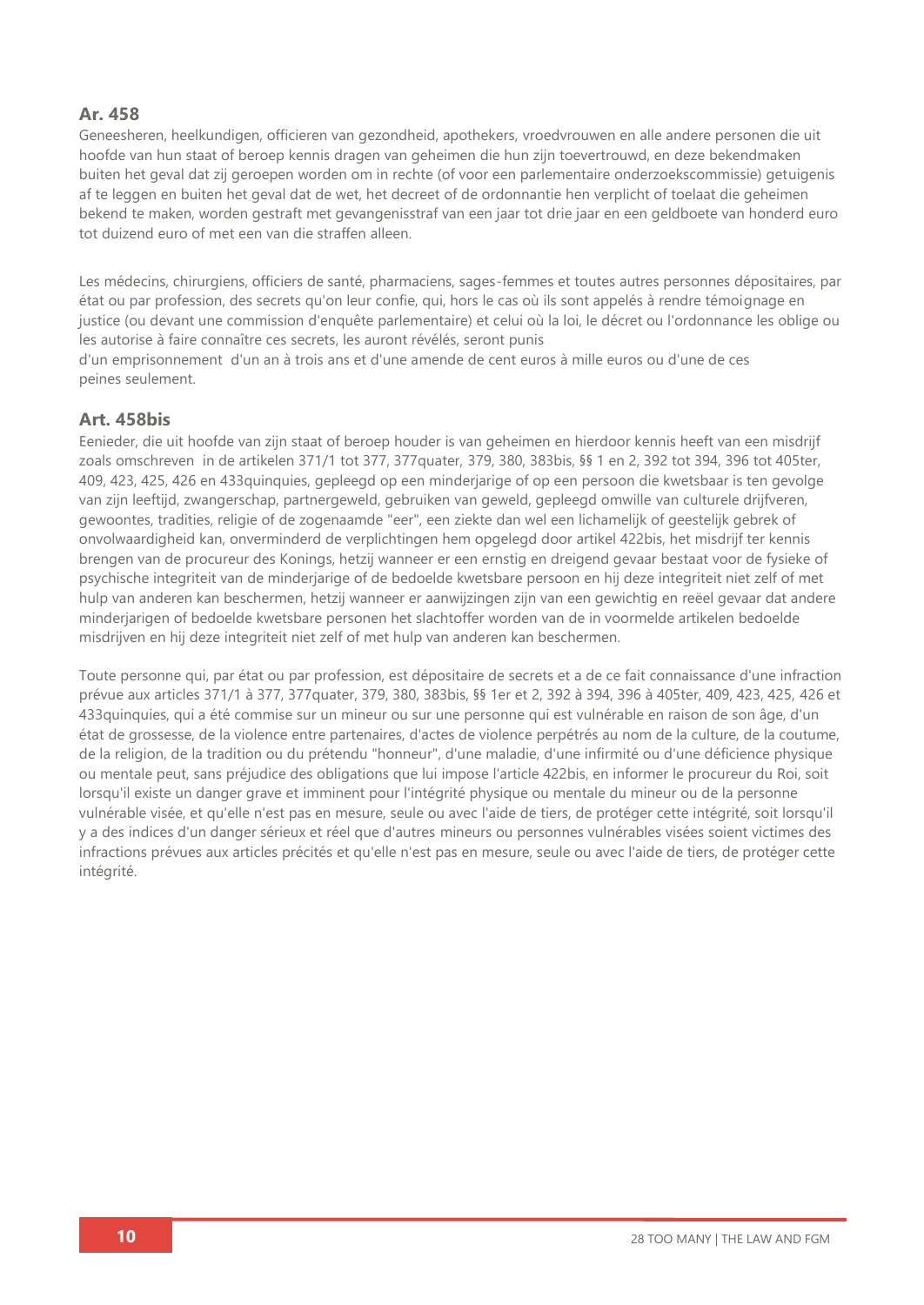### Ar. 458

Geneesheren, heelkundigen, officieren van gezondheid, apothekers, vroedvrouwen en alle andere personen die uit hoofde van hun staat of beroep kennis dragen van geheimen die hun zijn toevertrouwd, en deze bekendmaken buiten het geval dat zij geroepen worden om in rechte (of voor een parlementaire onderzoekscommissie) getuigenis af te leggen en buiten het geval dat de wet, het decreet of de ordonnantie hen verplicht of toelaat die geheimen bekend te maken, worden gestraft met gevangenisstraf van een jaar tot drie jaar en een geldboete van honderd euro tot duizend euro of met een van die straffen alleen.

Les médecins, chirurgiens, officiers de santé, pharmaciens, sages-femmes et toutes autres personnes dépositaires, par état ou par profession, des secrets qu'on leur confie, qui, hors le cas où ils sont appelés à rendre témoignage en justice (ou devant une commission d'enquête parlementaire) et celui où la loi, le décret ou l'ordonnance les oblige ou les autorise à faire connaître ces secrets, les auront révélés, seront punis d'un emprisonnement d'un an à trois ans et d'une amende de cent euros à mille euros ou d'une de ces peines seulement.

### Art. 458bis

Eenieder, die uit hoofde van zijn staat of beroep houder is van geheimen en hierdoor kennis heeft van een misdrijf zoals omschreven in de artikelen 371/1 tot 377, 377quater, 379, 380, 383bis, §§ 1 en 2, 392 tot 394, 396 tot 405ter, 409, 423, 425, 426 en 433quinquies, gepleegd op een minderjarige of op een persoon die kwetsbaar is ten gevolge van zijn leeftijd, zwangerschap, partnergeweld, gebruiken van geweld, gepleegd omwille van culturele drijfveren, gewoontes, tradities, religie of de zogenaamde "eer", een ziekte dan wel een lichamelijk of geestelijk gebrek of onvolwaardigheid kan, onverminderd de verplichtingen hem opgelegd door artikel 422bis, het misdrijf ter kennis brengen van de procureur des Konings, hetzij wanneer er een ernstig en dreigend gevaar bestaat voor de fysieke of psychische integriteit van de minderjarige of de bedoelde kwetsbare persoon en hij deze integriteit niet zelf of met hulp van anderen kan beschermen, hetzij wanneer er aanwijzingen zijn van een gewichtig en reëel gevaar dat andere minderjarigen of bedoelde kwetsbare personen het slachtoffer worden van de in voormelde artikelen bedoelde misdrijven en hij deze integriteit niet zelf of met hulp van anderen kan beschermen.

Toute personne qui, par état ou par profession, est dépositaire de secrets et a de ce fait connaissance d'une infraction prévue aux articles 371/1 à 377, 377quater, 379, 380, 383bis, §§ 1er et 2, 392 à 394, 396 à 405ter, 409, 423, 425, 426 et 433quinquies, qui a été commise sur un mineur ou sur une personne qui est vulnérable en raison de son âge, d'un état de grossesse, de la violence entre partenaires, d'actes de violence perpétrés au nom de la culture, de la coutume, de la religion, de la tradition ou du prétendu "honneur", d'une maladie, d'une infirmité ou d'une déficience physique ou mentale peut, sans préjudice des obligations que lui impose l'article 422bis, en informer le procureur du Roi, soit lorsqu'il existe un danger grave et imminent pour l'intégrité physique ou mentale du mineur ou de la personne vulnérable visée, et qu'elle n'est pas en mesure, seule ou avec l'aide de tiers, de protéger cette intégrité, soit lorsqu'il y a des indices d'un danger sérieux et réel que d'autres mineurs ou personnes vulnérables visées soient victimes des infractions prévues aux articles précités et qu'elle n'est pas en mesure, seule ou avec l'aide de tiers, de protéger cette intégrité.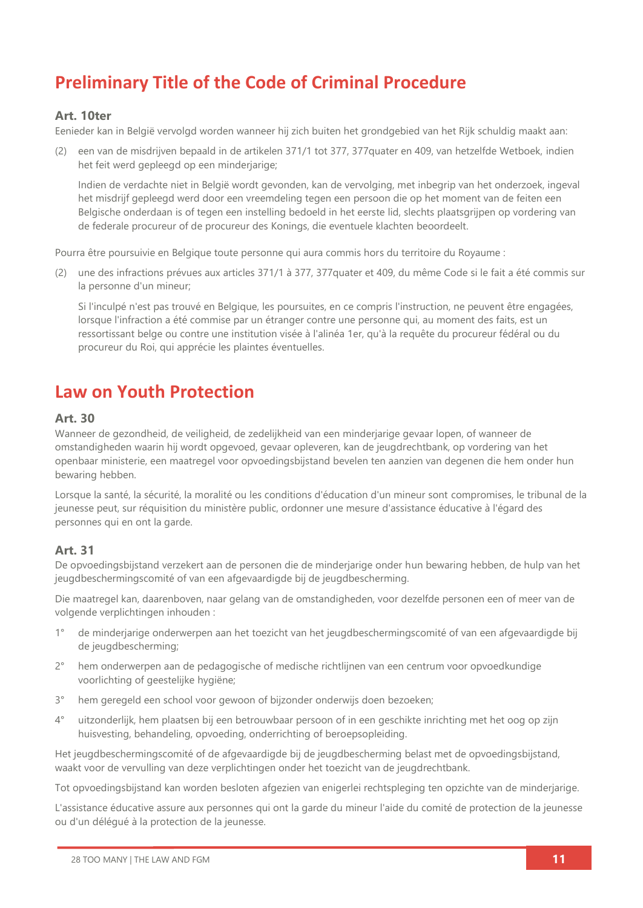## Preliminary Title of the Code of Criminal Procedure

### Art. 10ter

Eenieder kan in België vervolgd worden wanneer hij zich buiten het grondgebied van het Rijk schuldig maakt aan:

(2) een van de misdrijven bepaald in de artikelen 371/1 tot 377, 377quater en 409, van hetzelfde Wetboek, indien het feit werd gepleegd op een minderjarige;

Indien de verdachte niet in België wordt gevonden, kan de vervolging, met inbegrip van het onderzoek, ingeval het misdrijf gepleegd werd door een vreemdeling tegen een persoon die op het moment van de feiten een Belgische onderdaan is of tegen een instelling bedoeld in het eerste lid, slechts plaatsgrijpen op vordering van de federale procureur of de procureur des Konings, die eventuele klachten beoordeelt.

Pourra être poursuivie en Belgique toute personne qui aura commis hors du territoire du Royaume :

(2) une des infractions prévues aux articles 371/1 à 377, 377quater et 409, du même Code si le fait a été commis sur la personne d'un mineur;

Si l'inculpé n'est pas trouvé en Belgique, les poursuites, en ce compris l'instruction, ne peuvent être engagées, lorsque l'infraction a été commise par un étranger contre une personne qui, au moment des faits, est un ressortissant belge ou contre une institution visée à l'alinéa 1er, qu'à la requête du procureur fédéral ou du procureur du Roi, qui apprécie les plaintes éventuelles.

## Law on Youth Protection

### Art. 30

Wanneer de gezondheid, de veiligheid, de zedelijkheid van een minderjarige gevaar lopen, of wanneer de omstandigheden waarin hij wordt opgevoed, gevaar opleveren, kan de jeugdrechtbank, op vordering van het openbaar ministerie, een maatregel voor opvoedingsbijstand bevelen ten aanzien van degenen die hem onder hun bewaring hebben.

Lorsque la santé, la sécurité, la moralité ou les conditions d'éducation d'un mineur sont compromises, le tribunal de la jeunesse peut, sur réquisition du ministère public, ordonner une mesure d'assistance éducative à l'égard des personnes qui en ont la garde.

### Art. 31

De opvoedingsbijstand verzekert aan de personen die de minderjarige onder hun bewaring hebben, de hulp van het jeugdbeschermingscomité of van een afgevaardigde bij de jeugdbescherming.

Die maatregel kan, daarenboven, naar gelang van de omstandigheden, voor dezelfde personen een of meer van de volgende verplichtingen inhouden :

1° de minderjarige onderwerpen aan het toezicht van het jeugdbeschermingscomité of van een afgevaardigde bij de jeugdbescherming;

2° hem onderwerpen aan de pedagogische of medische richtlijnen van een centrum voor opvoedkundige voorlichting of geestelijke hygiëne;

3° hem geregeld een school voor gewoon of bijzonder onderwijs doen bezoeken;

4° uitzonderlijk, hem plaatsen bij een betrouwbaar persoon of in een geschikte inrichting met het oog op zijn huisvesting, behandeling, opvoeding, onderrichting of beroepsopleiding.

Het jeugdbeschermingscomité of de afgevaardigde bij de jeugdbescherming belast met de opvoedingsbijstand, waakt voor de vervulling van deze verplichtingen onder het toezicht van de jeugdrechtbank.

Tot opvoedingsbijstand kan worden besloten afgezien van enigerlei rechtspleging ten opzichte van de minderjarige.

L'assistance éducative assure aux personnes qui ont la garde du mineur l'aide du comité de protection de la jeunesse ou d'un délégué à la protection de la jeunesse.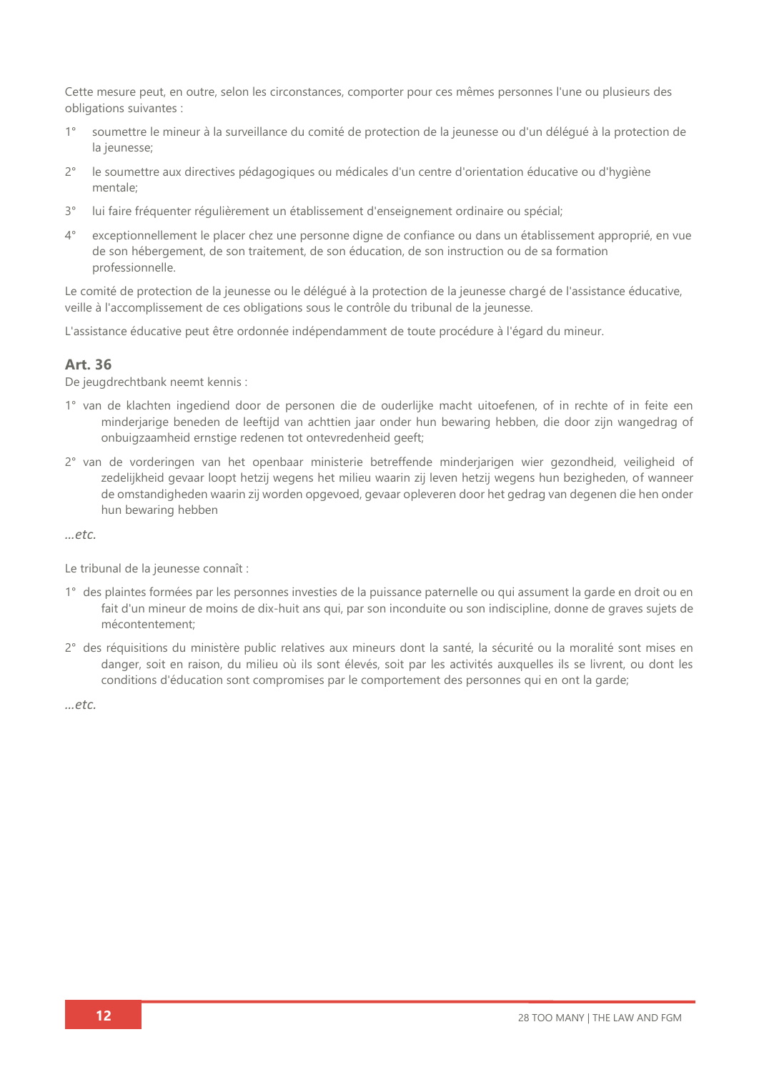Cette mesure peut, en outre, selon les circonstances, comporter pour ces mêmes personnes l'une ou plusieurs des obligations suivantes :

1° soumettre le mineur à la surveillance du comité de protection de la jeunesse ou d'un délégué à la protection de la jeunesse;

2° le soumettre aux directives pédagogiques ou médicales d'un centre d'orientation éducative ou d'hygiène mentale;

3° lui faire fréquenter régulièrement un établissement d'enseignement ordinaire ou spécial;

4° exceptionnellement le placer chez une personne digne de confiance ou dans un établissement approprié, en vue de son hébergement, de son traitement, de son éducation, de son instruction ou de sa formation professionnelle.

Le comité de protection de la jeunesse ou le délégué à la protection de la jeunesse chargé de l'assistance éducative, veille à l'accomplissement de ces obligations sous le contrôle du tribunal de la jeunesse.

L'assistance éducative peut être ordonnée indépendamment de toute procédure à l'égard du mineur.

### Art. 36

De jeugdrechtbank neemt kennis :

1° van de klachten ingediend door de personen die de ouderlijke macht uitoefenen, of in rechte of in feite een minderjarige beneden de leeftijd van achttien jaar onder hun bewaring hebben, die door zijn wangedrag of onbuigzaamheid ernstige redenen tot ontevredenheid geeft;

2° van de vorderingen van het openbaar ministerie betreffende minderjarigen wier gezondheid, veiligheid of zedelijkheid gevaar loopt hetzij wegens het milieu waarin zij leven hetzij wegens hun bezigheden, of wanneer de omstandigheden waarin zij worden opgevoed, gevaar opleveren door het gedrag van degenen die hen onder hun bewaring hebben

*...etc.*

Le tribunal de la jeunesse connaît :

1° des plaintes formées par les personnes investies de la puissance paternelle ou qui assument la garde en droit ou en fait d'un mineur de moins de dix-huit ans qui, par son inconduite ou son indiscipline, donne de graves sujets de mécontentement;

2° des réquisitions du ministère public relatives aux mineurs dont la santé, la sécurité ou la moralité sont mises en danger, soit en raison, du milieu où ils sont élevés, soit par les activités auxquelles ils se livrent, ou dont les conditions d'éducation sont compromises par le comportement des personnes qui en ont la garde;

*...etc.*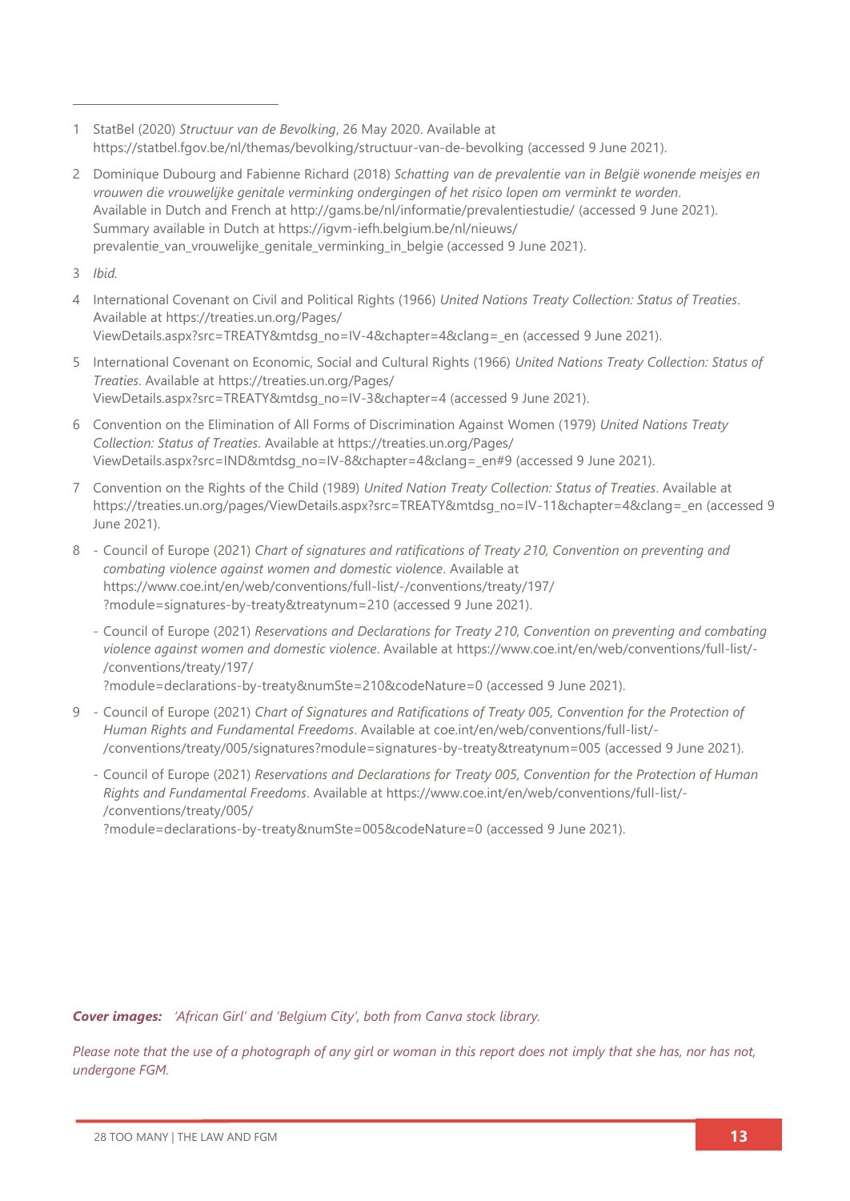1 StatBel (2020) *Structuur van de Bevolking*, 26 May 2020. Available at https://statbel.fgov.be/nl/themas/bevolking/structuur-van-de-bevolking (accessed 9 June 2021).

2 Dominique Dubourg and Fabienne Richard (2018) *Schatting van de prevalentie van in België wonende meisjes en vrouwen die vrouwelijke genitale verminking ondergingen of het risico lopen om verminkt te worden*. Available in Dutch and French at http://gams.be/nl/informatie/prevalentiestudie/ (accessed 9 June 2021). Summary available in Dutch at https://igvm-iefh.belgium.be/nl/nieuws/prevalentie_van_vrouwelijke_genitale_verminking_in_belgie (accessed 9 June 2021).

3 *Ibid.*

4 International Covenant on Civil and Political Rights (1966) *United Nations Treaty Collection: Status of Treaties*. Available at https://treaties.un.org/Pages/ViewDetails.aspx?src=TREATY&mtdsg_no=IV-4&chapter=4&clang=_en (accessed 9 June 2021).

5 International Covenant on Economic, Social and Cultural Rights (1966) *United Nations Treaty Collection: Status of Treaties*. Available at https://treaties.un.org/Pages/ViewDetails.aspx?src=TREATY&mtdsg_no=IV-3&chapter=4 (accessed 9 June 2021).

6 Convention on the Elimination of All Forms of Discrimination Against Women (1979) *United Nations Treaty Collection: Status of Treaties*. Available at https://treaties.un.org/Pages/ViewDetails.aspx?src=IND&mtdsg_no=IV-8&chapter=4&clang=_en#9 (accessed 9 June 2021).

7 Convention on the Rights of the Child (1989) *United Nation Treaty Collection: Status of Treaties*. Available at https://treaties.un.org/pages/ViewDetails.aspx?src=TREATY&mtdsg_no=IV-11&chapter=4&clang=_en (accessed 9 June 2021).

8 - Council of Europe (2021) *Chart of signatures and ratifications of Treaty 210, Convention on preventing and combating violence against women and domestic violence*. Available at https://www.coe.int/en/web/conventions/full-list/-/conventions/treaty/197/?module=signatures-by-treaty&treatynum=210 (accessed 9 June 2021).

- Council of Europe (2021) *Reservations and Declarations for Treaty 210, Convention on preventing and combating violence against women and domestic violence*. Available at https://www.coe.int/en/web/conventions/full-list/-/conventions/treaty/197/?module=declarations-by-treaty&numSte=210&codeNature=0 (accessed 9 June 2021).

9 - Council of Europe (2021) *Chart of Signatures and Ratifications of Treaty 005, Convention for the Protection of Human Rights and Fundamental Freedoms*. Available at coe.int/en/web/conventions/full-list/-/conventions/treaty/005/signatures?module=signatures-by-treaty&treatynum=005 (accessed 9 June 2021).

- Council of Europe (2021) *Reservations and Declarations for Treaty 005, Convention for the Protection of Human Rights and Fundamental Freedoms*. Available at https://www.coe.int/en/web/conventions/full-list/-/conventions/treaty/005/?module=declarations-by-treaty&numSte=005&codeNature=0 (accessed 9 June 2021).

***Cover images:*** *'African Girl' and 'Belgium City', both from Canva stock library.*

*Please note that the use of a photograph of any girl or woman in this report does not imply that she has, nor has not, undergone FGM.*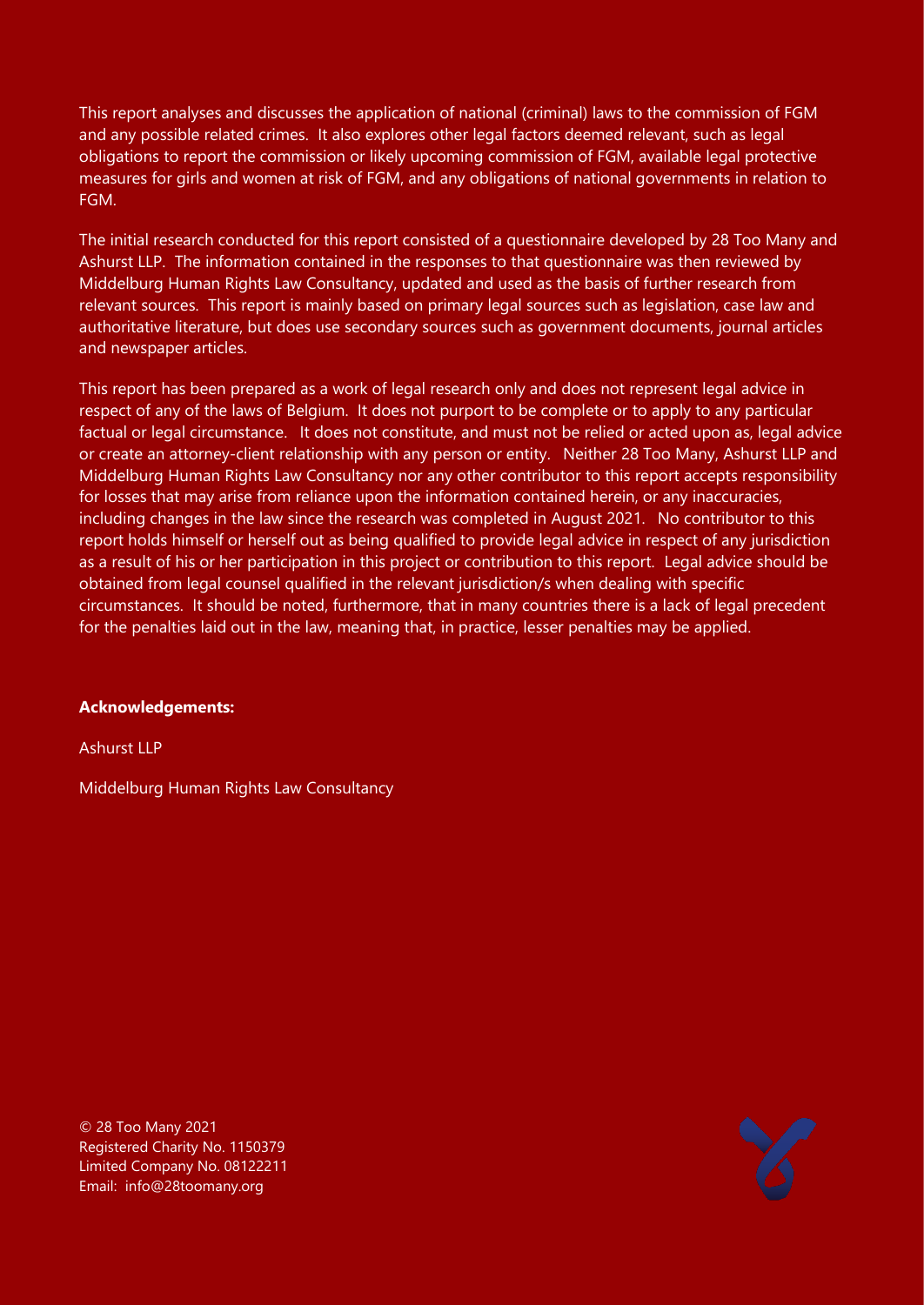This report analyses and discusses the application of national (criminal) laws to the commission of FGM and any possible related crimes. It also explores other legal factors deemed relevant, such as legal obligations to report the commission or likely upcoming commission of FGM, available legal protective measures for girls and women at risk of FGM, and any obligations of national governments in relation to FGM.

The initial research conducted for this report consisted of a questionnaire developed by 28 Too Many and Ashurst LLP. The information contained in the responses to that questionnaire was then reviewed by Middelburg Human Rights Law Consultancy, updated and used as the basis of further research from relevant sources. This report is mainly based on primary legal sources such as legislation, case law and authoritative literature, but does use secondary sources such as government documents, journal articles and newspaper articles.

This report has been prepared as a work of legal research only and does not represent legal advice in respect of any of the laws of Belgium. It does not purport to be complete or to apply to any particular factual or legal circumstance. It does not constitute, and must not be relied or acted upon as, legal advice or create an attorney-client relationship with any person or entity. Neither 28 Too Many, Ashurst LLP and Middelburg Human Rights Law Consultancy nor any other contributor to this report accepts responsibility for losses that may arise from reliance upon the information contained herein, or any inaccuracies, including changes in the law since the research was completed in August 2021. No contributor to this report holds himself or herself out as being qualified to provide legal advice in respect of any jurisdiction as a result of his or her participation in this project or contribution to this report. Legal advice should be obtained from legal counsel qualified in the relevant jurisdiction/s when dealing with specific circumstances. It should be noted, furthermore, that in many countries there is a lack of legal precedent for the penalties laid out in the law, meaning that, in practice, lesser penalties may be applied.

**Acknowledgements:**

Ashurst LLP

Middelburg Human Rights Law Consultancy

© 28 Too Many 2021
Registered Charity No. 1150379
Limited Company No. 08122211
Email: info@28toomany.org